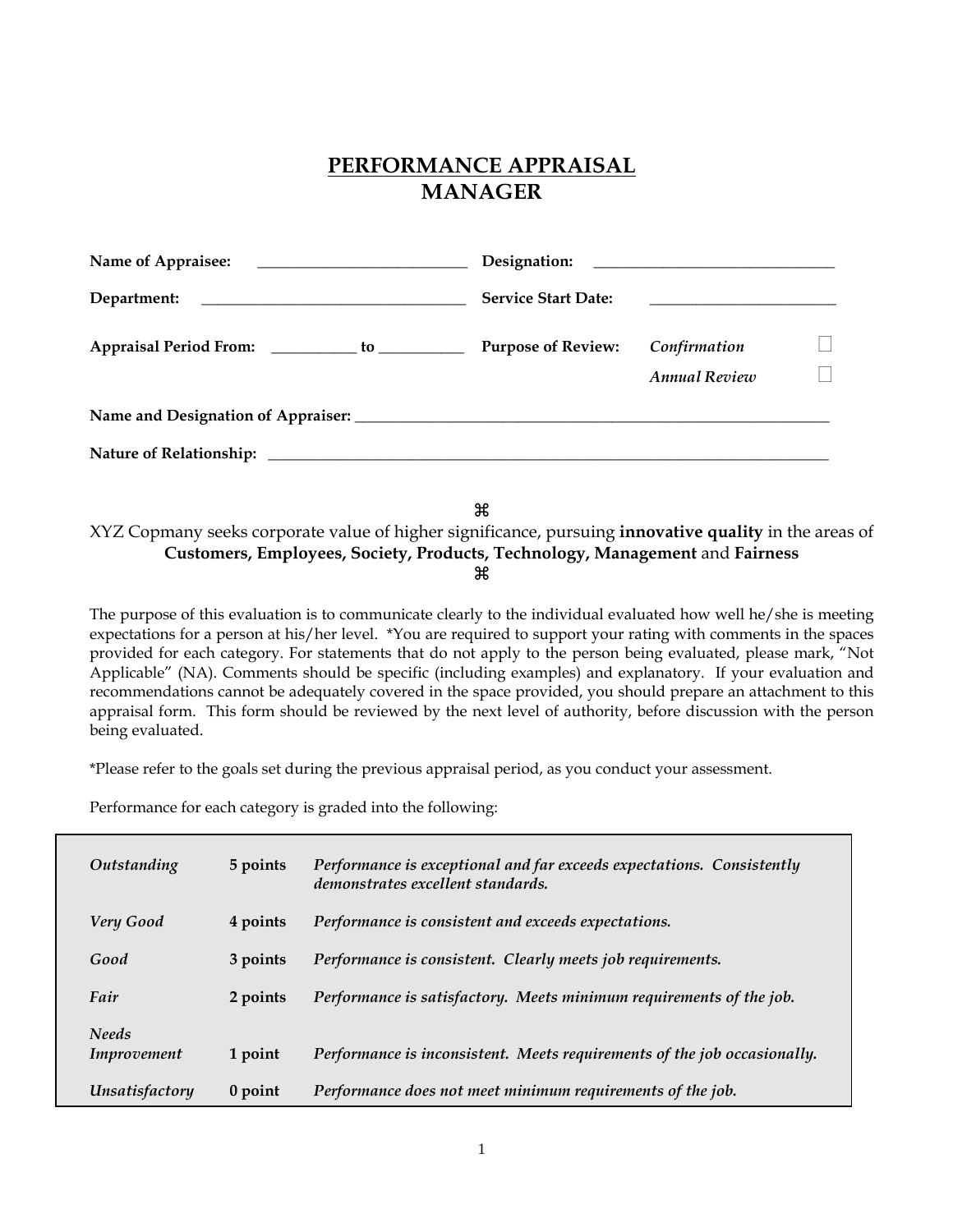# PERFORMANCE APPRAISAL
# MANAGER

**Name of Appraisee:** ___________________________ **Designation:** _______________________________

**Department:** __________________________________ **Service Start Date:** ________________________

**Appraisal Period From:** ___________ to ___________ **Purpose of Review:** *Confirmation* ☐ *Annual Review* ☐

**Name and Designation of Appraiser:** _______________________________________________________________

**Nature of Relationship:** _______________________________________________________________________

⌘

XYZ Copmany seeks corporate value of higher significance, pursuing **innovative quality** in the areas of **Customers, Employees, Society, Products, Technology, Management** and **Fairness**

⌘

The purpose of this evaluation is to communicate clearly to the individual evaluated how well he/she is meeting expectations for a person at his/her level. *You are required to support your rating with comments in the spaces provided for each category. For statements that do not apply to the person being evaluated, please mark, "Not Applicable" (NA). Comments should be specific (including examples) and explanatory. If your evaluation and recommendations cannot be adequately covered in the space provided, you should prepare an attachment to this appraisal form. This form should be reviewed by the next level of authority, before discussion with the person being evaluated.

*Please refer to the goals set during the previous appraisal period, as you conduct your assessment.

Performance for each category is graded into the following:

| | | |
|---|---|---|
| *Outstanding* | **5 points** | ***Performance is exceptional and far exceeds expectations. Consistently demonstrates excellent standards.*** |
| *Very Good* | **4 points** | ***Performance is consistent and exceeds expectations.*** |
| *Good* | **3 points** | ***Performance is consistent. Clearly meets job requirements.*** |
| *Fair* | **2 points** | ***Performance is satisfactory. Meets minimum requirements of the job.*** |
| *Needs Improvement* | **1 point** | ***Performance is inconsistent. Meets requirements of the job occasionally.*** |
| *Unsatisfactory* | **0 point** | ***Performance does not meet minimum requirements of the job.*** |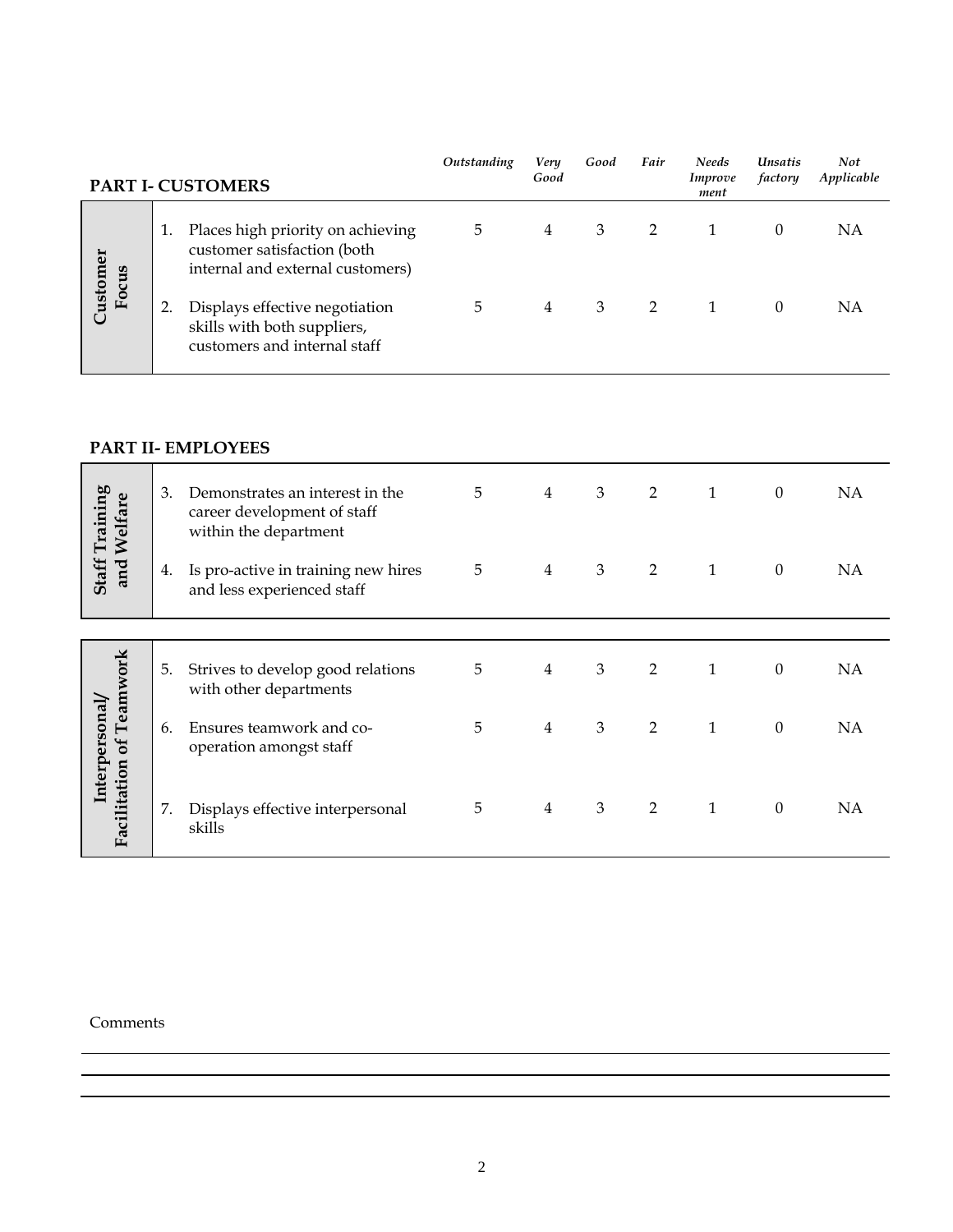## PART I- CUSTOMERS

| | | *Outstanding* | *Very Good* | *Good* | *Fair* | *Needs Improvement* | *Unsatisfactory* | *Not Applicable* |
|---|---|---|---|---|---|---|---|---|
| **Customer Focus** | 1. Places high priority on achieving customer satisfaction (both internal and external customers) | 5 | 4 | 3 | 2 | 1 | 0 | NA |
| | 2. Displays effective negotiation skills with both suppliers, customers and internal staff | 5 | 4 | 3 | 2 | 1 | 0 | NA |

## PART II- EMPLOYEES

| | | *Outstanding* | *Very Good* | *Good* | *Fair* | *Needs Improvement* | *Unsatisfactory* | *Not Applicable* |
|---|---|---|---|---|---|---|---|---|
| **Staff Training and Welfare** | 3. Demonstrates an interest in the career development of staff within the department | 5 | 4 | 3 | 2 | 1 | 0 | NA |
| | 4. Is pro-active in training new hires and less experienced staff | 5 | 4 | 3 | 2 | 1 | 0 | NA |
| **Interpersonal/ Facilitation of Teamwork** | 5. Strives to develop good relations with other departments | 5 | 4 | 3 | 2 | 1 | 0 | NA |
| | 6. Ensures teamwork and co-operation amongst staff | 5 | 4 | 3 | 2 | 1 | 0 | NA |
| | 7. Displays effective interpersonal skills | 5 | 4 | 3 | 2 | 1 | 0 | NA |

Comments

______________________________________________________________________

______________________________________________________________________

______________________________________________________________________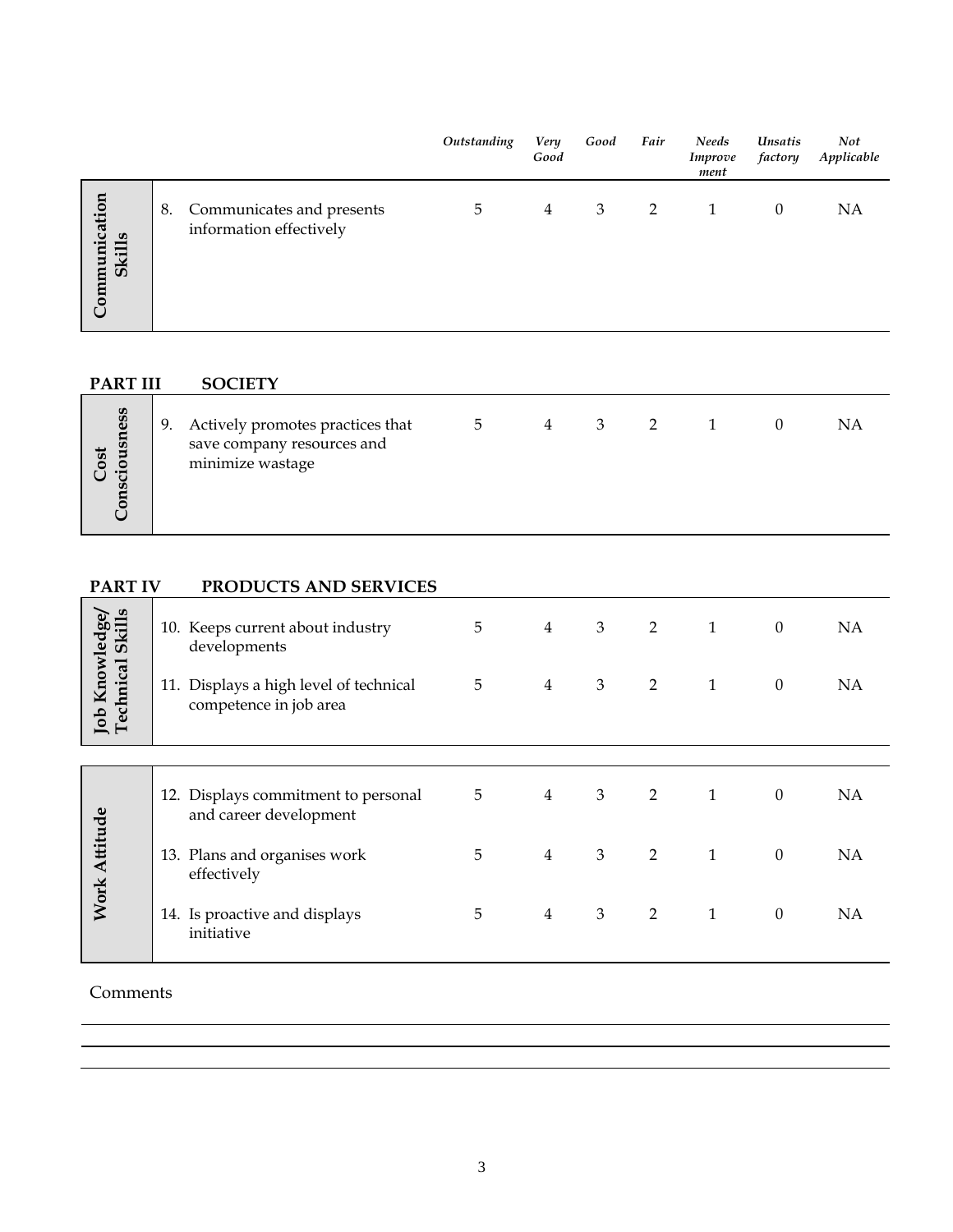| | | Outstanding | Very Good | Good | Fair | Needs Improvement | Unsatisfactory | Not Applicable |
|---|---|---|---|---|---|---|---|---|
| **Communication Skills** | 8. Communicates and presents information effectively | 5 | 4 | 3 | 2 | 1 | 0 | NA |

## PART III SOCIETY

| | | | | | | | | |
|---|---|---|---|---|---|---|---|---|
| **Cost Consciousness** | 9. Actively promotes practices that save company resources and minimize wastage | 5 | 4 | 3 | 2 | 1 | 0 | NA |

## PART IV PRODUCTS AND SERVICES

| | | | | | | | | |
|---|---|---|---|---|---|---|---|---|
| **Job Knowledge/ Technical Skills** | 10. Keeps current about industry developments | 5 | 4 | 3 | 2 | 1 | 0 | NA |
| | 11. Displays a high level of technical competence in job area | 5 | 4 | 3 | 2 | 1 | 0 | NA |

| | | | | | | | | |
|---|---|---|---|---|---|---|---|---|
| **Work Attitude** | 12. Displays commitment to personal and career development | 5 | 4 | 3 | 2 | 1 | 0 | NA |
| | 13. Plans and organises work effectively | 5 | 4 | 3 | 2 | 1 | 0 | NA |
| | 14. Is proactive and displays initiative | 5 | 4 | 3 | 2 | 1 | 0 | NA |

Comments

---

---

---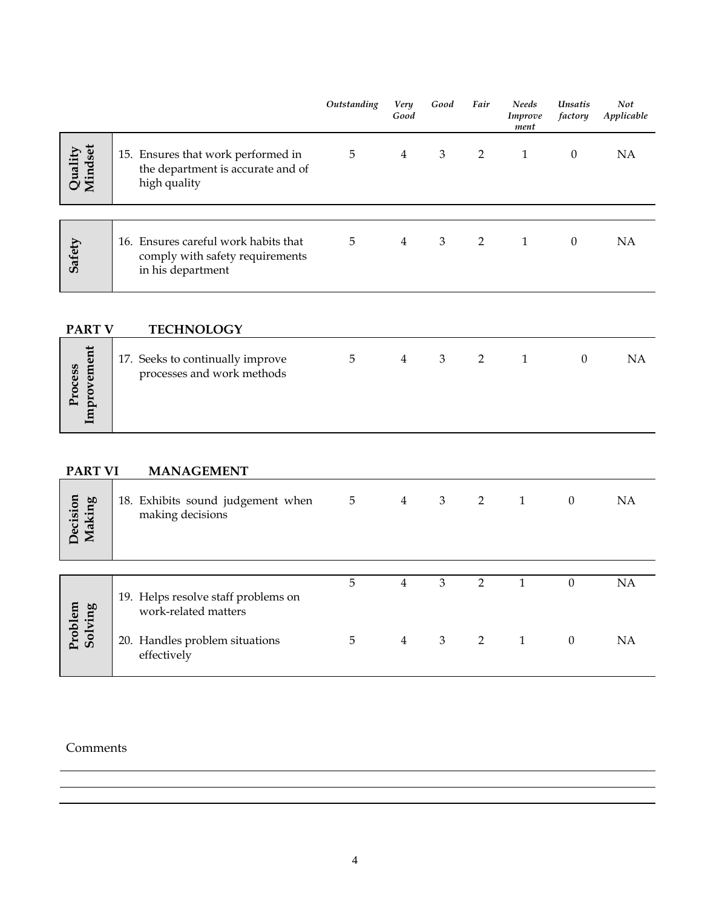| | | Outstanding | Very Good | Good | Fair | Needs Improvement | Unsatisfactory | Not Applicable |
|---|---|---|---|---|---|---|---|---|
| **Quality Mindset** | 15. Ensures that work performed in the department is accurate and of high quality | 5 | 4 | 3 | 2 | 1 | 0 | NA |
| **Safety** | 16. Ensures careful work habits that comply with safety requirements in his department | 5 | 4 | 3 | 2 | 1 | 0 | NA |

## PART V TECHNOLOGY

| | | | | | | | | |
|---|---|---|---|---|---|---|---|---|
| **Process Improvement** | 17. Seeks to continually improve processes and work methods | 5 | 4 | 3 | 2 | 1 | 0 | NA |

## PART VI MANAGEMENT

| | | | | | | | | |
|---|---|---|---|---|---|---|---|---|
| **Decision Making** | 18. Exhibits sound judgement when making decisions | 5 | 4 | 3 | 2 | 1 | 0 | NA |
| **Problem Solving** | 19. Helps resolve staff problems on work-related matters | 5 | 4 | 3 | 2 | 1 | 0 | NA |
| | 20. Handles problem situations effectively | 5 | 4 | 3 | 2 | 1 | 0 | NA |

Comments

___

___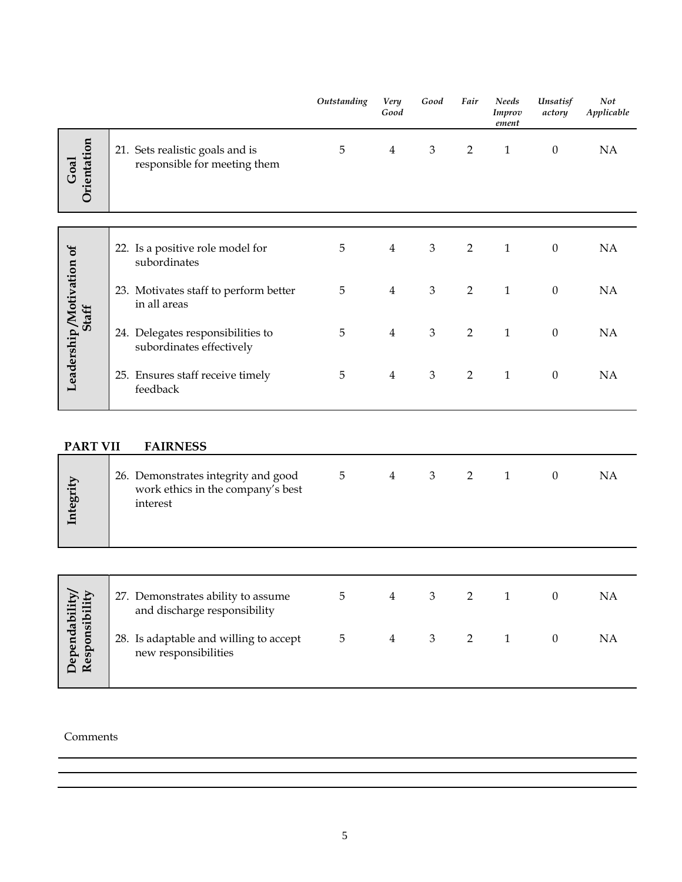| | | *Outstanding* | *Very Good* | *Good* | *Fair* | *Needs Improvement* | *Unsatisfactory* | *Not Applicable* |
|---|---|---|---|---|---|---|---|---|
| **Goal Orientation** | 21. Sets realistic goals and is responsible for meeting them | 5 | 4 | 3 | 2 | 1 | 0 | NA |

| | | | | | | | | |
|---|---|---|---|---|---|---|---|---|
| **Leadership /Motivation of Staff** | 22. Is a positive role model for subordinates | 5 | 4 | 3 | 2 | 1 | 0 | NA |
| | 23. Motivates staff to perform better in all areas | 5 | 4 | 3 | 2 | 1 | 0 | NA |
| | 24. Delegates responsibilities to subordinates effectively | 5 | 4 | 3 | 2 | 1 | 0 | NA |
| | 25. Ensures staff receive timely feedback | 5 | 4 | 3 | 2 | 1 | 0 | NA |

## PART VII FAIRNESS

| | | | | | | | | |
|---|---|---|---|---|---|---|---|---|
| **Integrity** | 26. Demonstrates integrity and good work ethics in the company's best interest | 5 | 4 | 3 | 2 | 1 | 0 | NA |

| | | | | | | | | |
|---|---|---|---|---|---|---|---|---|
| **Dependability/ Responsibility** | 27. Demonstrates ability to assume and discharge responsibility | 5 | 4 | 3 | 2 | 1 | 0 | NA |
| | 28. Is adaptable and willing to accept new responsibilities | 5 | 4 | 3 | 2 | 1 | 0 | NA |

Comments

______________________________________________

______________________________________________

______________________________________________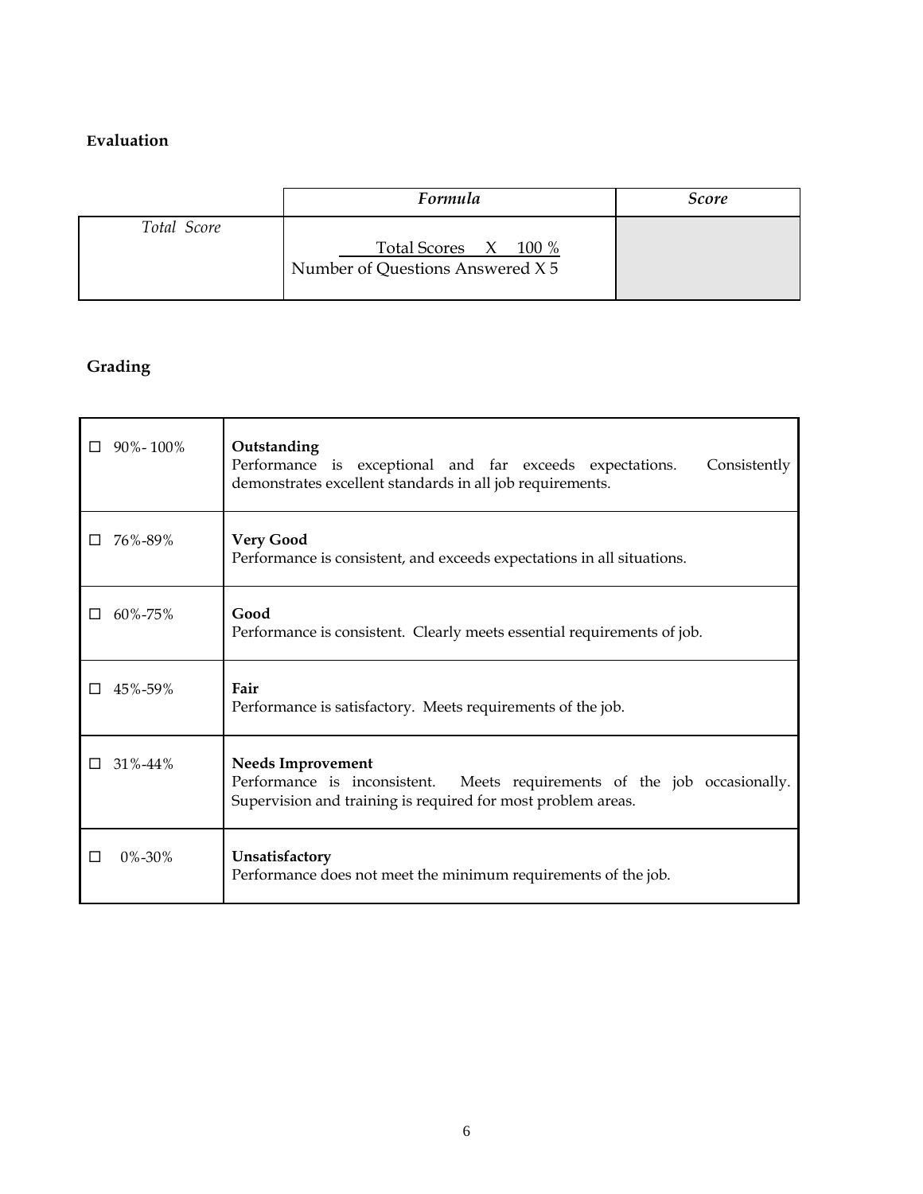## Evaluation

| | *Formula* | *Score* |
|---|---|---|
| *Total Score* | $\frac{\text{Total Scores} \times 100\%}{\text{Number of Questions Answered} \times 5}$ | |

## Grading

| | |
|---|---|
| ☐ 90%- 100% | **Outstanding**<br>Performance is exceptional and far exceeds expectations. Consistently demonstrates excellent standards in all job requirements. |
| ☐ 76%-89% | **Very Good**<br>Performance is consistent, and exceeds expectations in all situations. |
| ☐ 60%-75% | **Good**<br>Performance is consistent. Clearly meets essential requirements of job. |
| ☐ 45%-59% | **Fair**<br>Performance is satisfactory. Meets requirements of the job. |
| ☐ 31%-44% | **Needs Improvement**<br>Performance is inconsistent. Meets requirements of the job occasionally. Supervision and training is required for most problem areas. |
| ☐ 0%-30% | **Unsatisfactory**<br>Performance does not meet the minimum requirements of the job. |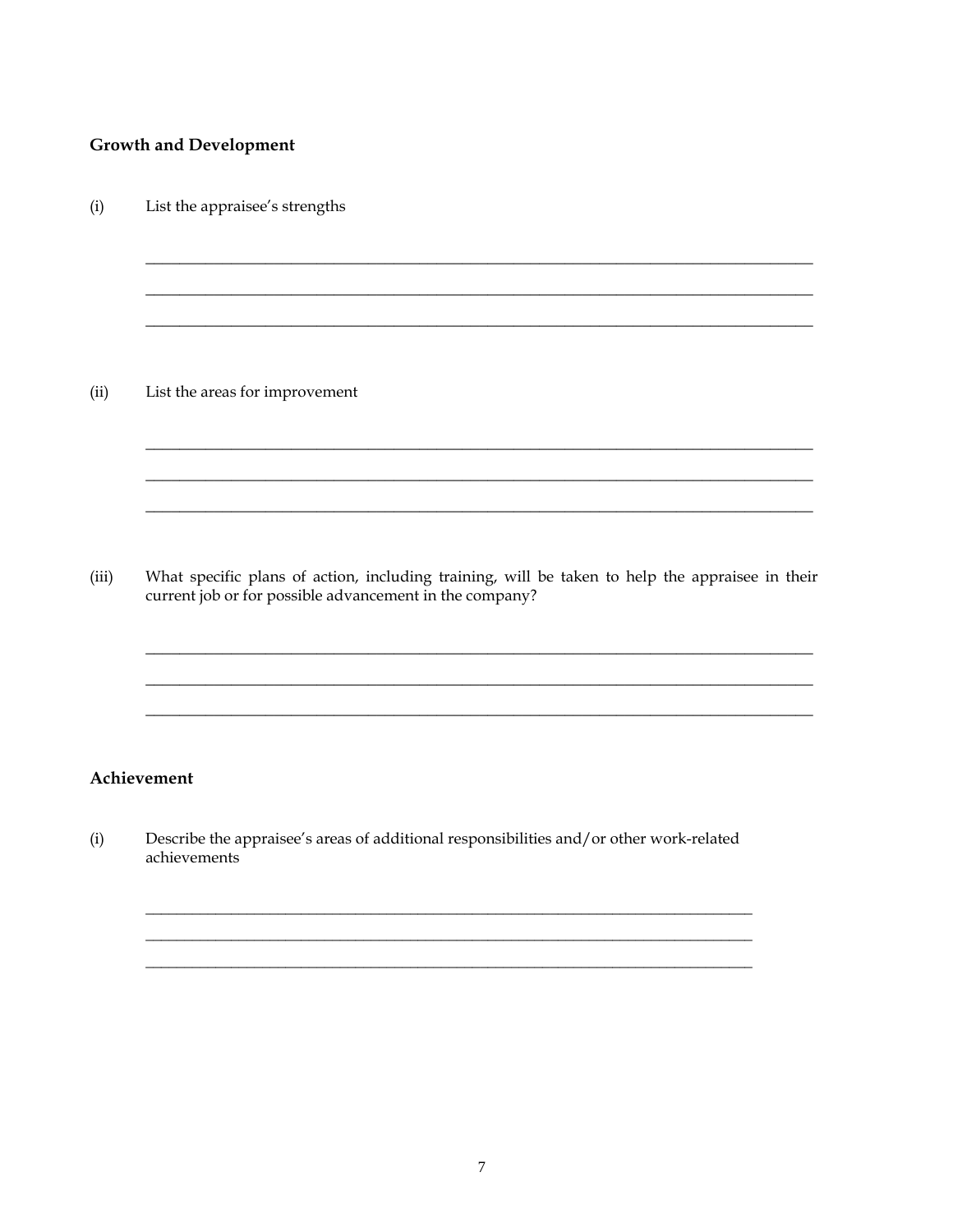## Growth and Development

(i) List the appraisee's strengths

_______________________________________________________________________________________

_______________________________________________________________________________________

_______________________________________________________________________________________

(ii) List the areas for improvement

_______________________________________________________________________________________

_______________________________________________________________________________________

_______________________________________________________________________________________

(iii) What specific plans of action, including training, will be taken to help the appraisee in their current job or for possible advancement in the company?

_______________________________________________________________________________________

_______________________________________________________________________________________

_______________________________________________________________________________________

## Achievement

(i) Describe the appraisee's areas of additional responsibilities and/or other work-related achievements

_______________________________________________________________________________

_______________________________________________________________________________

_______________________________________________________________________________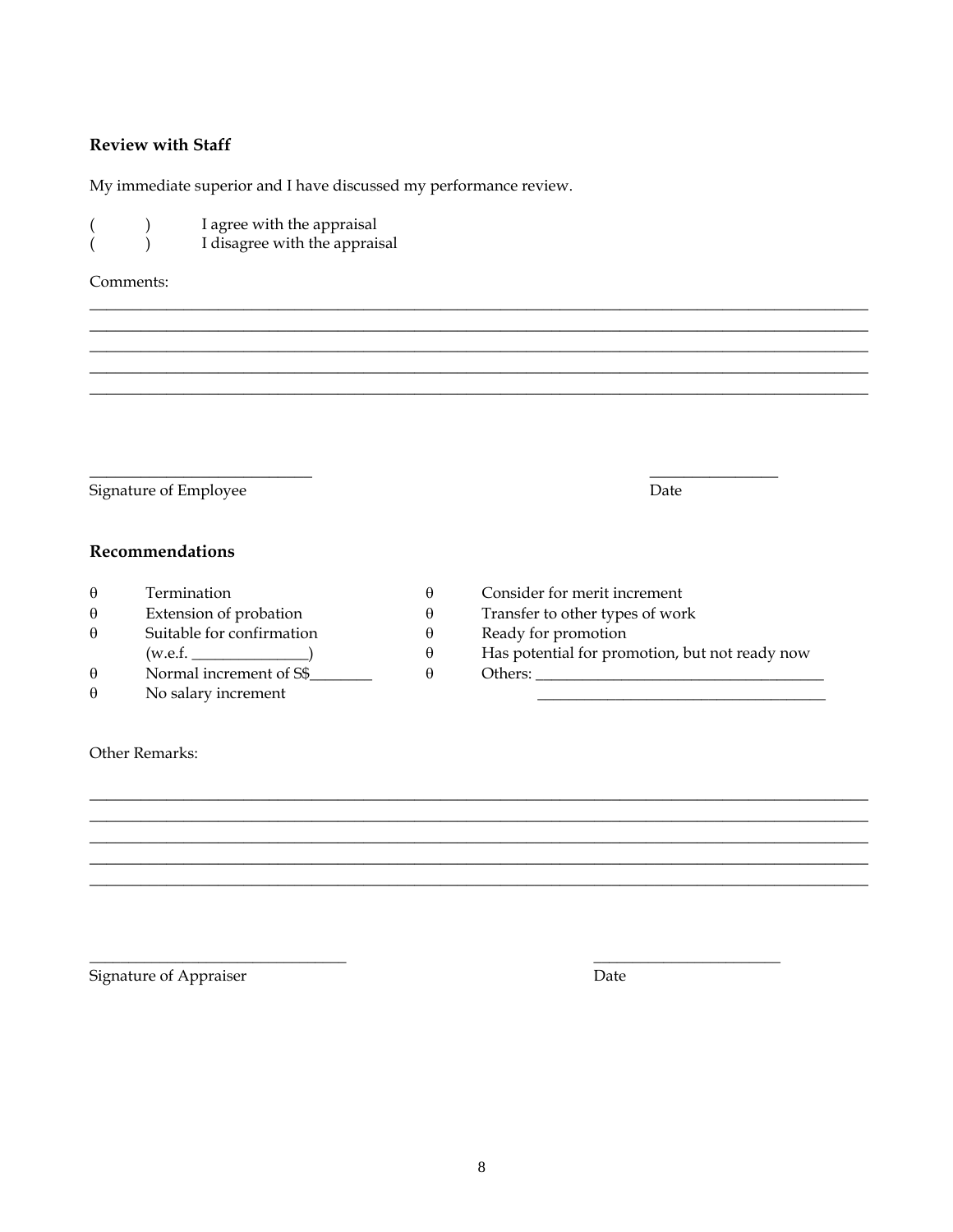**Review with Staff**

My immediate superior and I have discussed my performance review.

( ) I agree with the appraisal
( ) I disagree with the appraisal

Comments:

_____________________________________________________________________________________
_____________________________________________________________________________________
_____________________________________________________________________________________
_____________________________________________________________________________________
_____________________________________________________________________________________

____________________________ ________________
Signature of Employee Date

**Recommendations**

θ Termination
θ Extension of probation
θ Suitable for confirmation (w.e.f. _______________)
θ Normal increment of S$________
θ No salary increment
θ Consider for merit increment
θ Transfer to other types of work
θ Ready for promotion
θ Has potential for promotion, but not ready now
θ Others: ____________________________________
____________________________________

Other Remarks:

_____________________________________________________________________________________
_____________________________________________________________________________________
_____________________________________________________________________________________
_____________________________________________________________________________________
_____________________________________________________________________________________

________________________________ _______________________
Signature of Appraiser Date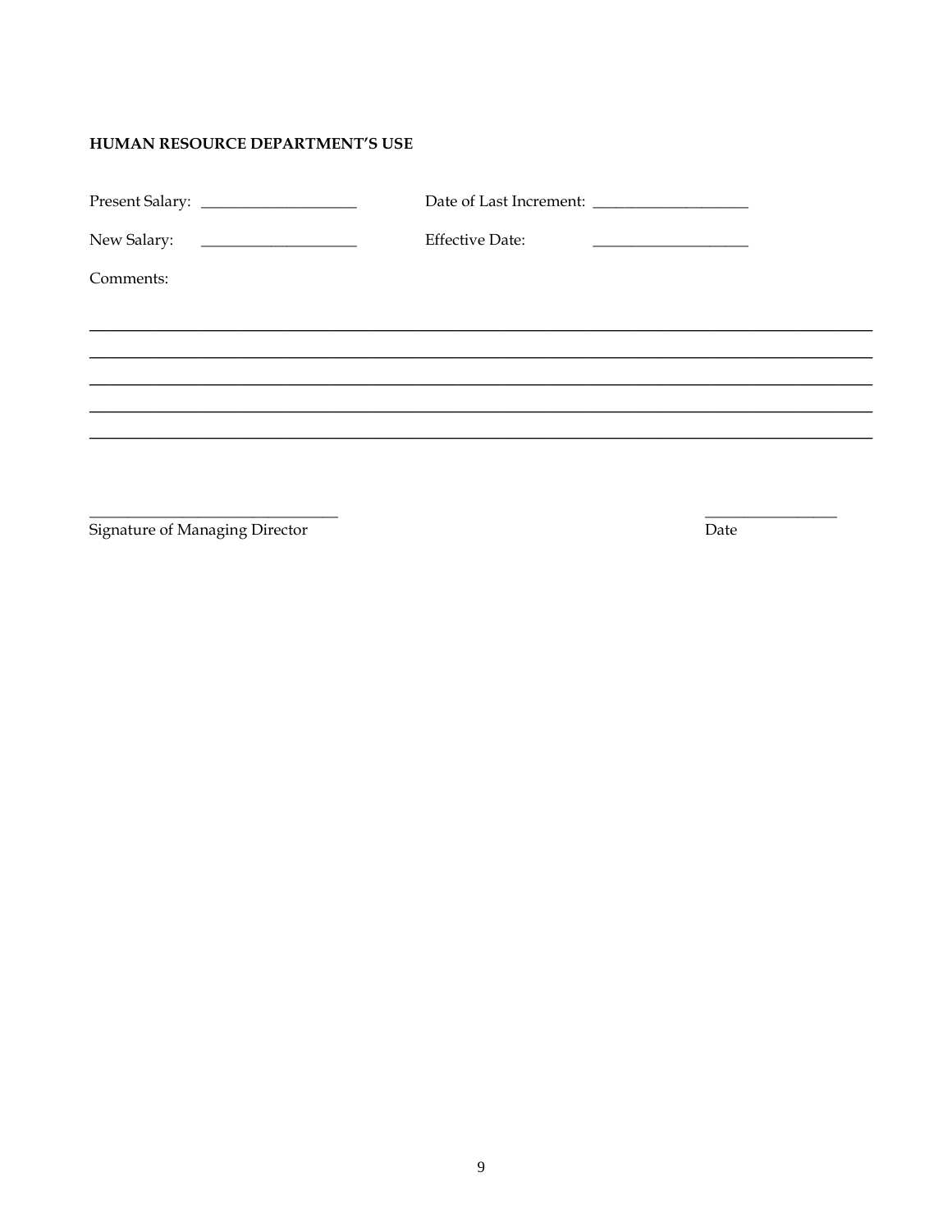**HUMAN RESOURCE DEPARTMENT'S USE**

Present Salary: ____________________ Date of Last Increment: ____________________

New Salary: ____________________ Effective Date: ____________________

Comments:

______________________________________________________________________________

______________________________________________________________________________

______________________________________________________________________________

______________________________________________________________________________

______________________________________________________________________________

________________________________ ________________

Signature of Managing Director Date